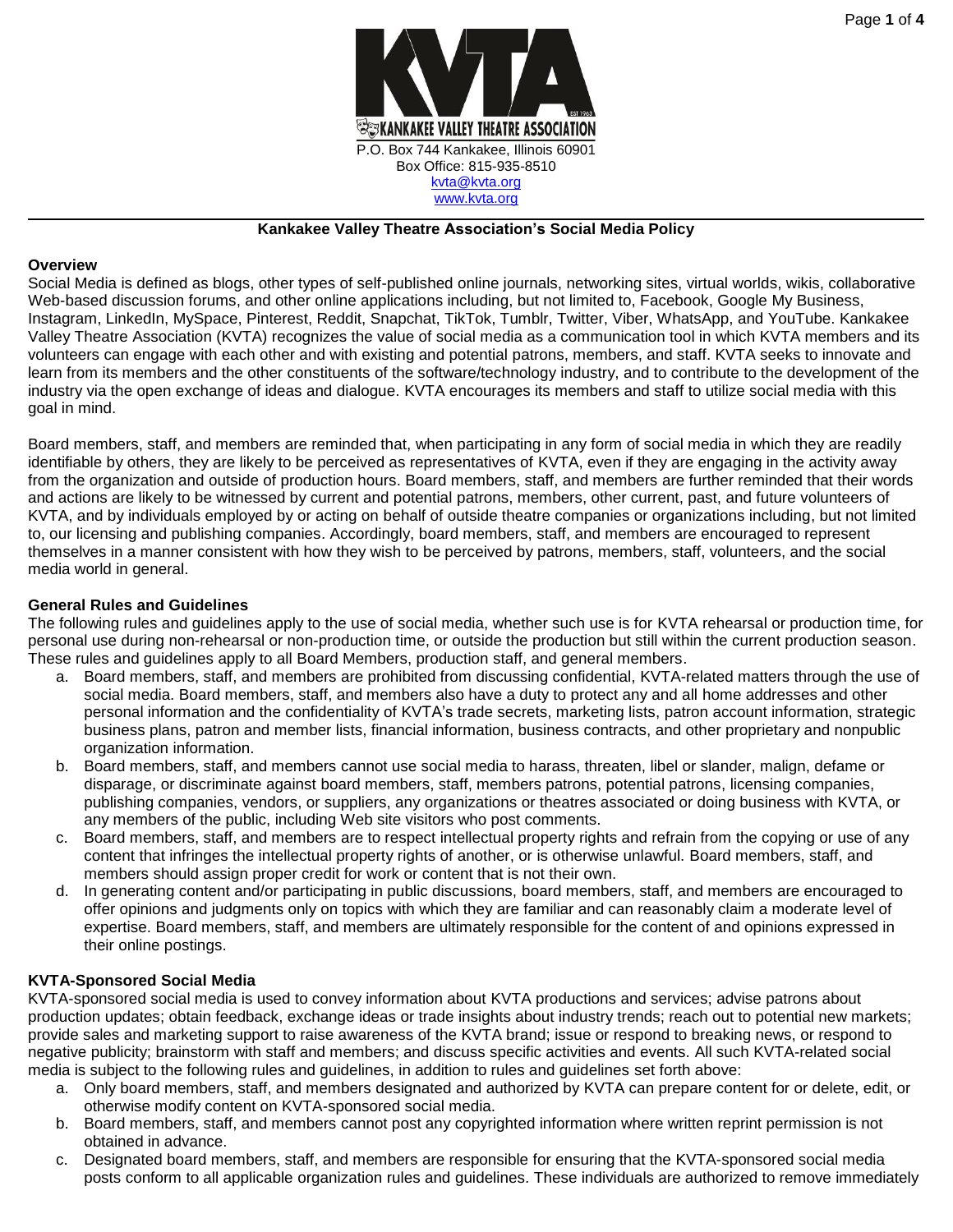KANKAKEE VALLEY THEATRE ASSOCIATION

P.O. Box 744 Kankakee, Illinois 60901
Box Office: 815-935-8510
kvta@kvta.org
www.kvta.org

**Kankakee Valley Theatre Association's Social Media Policy**

**Overview**

Social Media is defined as blogs, other types of self-published online journals, networking sites, virtual worlds, wikis, collaborative Web-based discussion forums, and other online applications including, but not limited to, Facebook, Google My Business, Instagram, LinkedIn, MySpace, Pinterest, Reddit, Snapchat, TikTok, Tumblr, Twitter, Viber, WhatsApp, and YouTube. Kankakee Valley Theatre Association (KVTA) recognizes the value of social media as a communication tool in which KVTA members and its volunteers can engage with each other and with existing and potential patrons, members, and staff. KVTA seeks to innovate and learn from its members and the other constituents of the software/technology industry, and to contribute to the development of the industry via the open exchange of ideas and dialogue. KVTA encourages its members and staff to utilize social media with this goal in mind.

Board members, staff, and members are reminded that, when participating in any form of social media in which they are readily identifiable by others, they are likely to be perceived as representatives of KVTA, even if they are engaging in the activity away from the organization and outside of production hours. Board members, staff, and members are further reminded that their words and actions are likely to be witnessed by current and potential patrons, members, other current, past, and future volunteers of KVTA, and by individuals employed by or acting on behalf of outside theatre companies or organizations including, but not limited to, our licensing and publishing companies. Accordingly, board members, staff, and members are encouraged to represent themselves in a manner consistent with how they wish to be perceived by patrons, members, staff, volunteers, and the social media world in general.

**General Rules and Guidelines**

The following rules and guidelines apply to the use of social media, whether such use is for KVTA rehearsal or production time, for personal use during non-rehearsal or non-production time, or outside the production but still within the current production season. These rules and guidelines apply to all Board Members, production staff, and general members.

a. Board members, staff, and members are prohibited from discussing confidential, KVTA-related matters through the use of social media. Board members, staff, and members also have a duty to protect any and all home addresses and other personal information and the confidentiality of KVTA's trade secrets, marketing lists, patron account information, strategic business plans, patron and member lists, financial information, business contracts, and other proprietary and nonpublic organization information.
b. Board members, staff, and members cannot use social media to harass, threaten, libel or slander, malign, defame or disparage, or discriminate against board members, staff, members patrons, potential patrons, licensing companies, publishing companies, vendors, or suppliers, any organizations or theatres associated or doing business with KVTA, or any members of the public, including Web site visitors who post comments.
c. Board members, staff, and members are to respect intellectual property rights and refrain from the copying or use of any content that infringes the intellectual property rights of another, or is otherwise unlawful. Board members, staff, and members should assign proper credit for work or content that is not their own.
d. In generating content and/or participating in public discussions, board members, staff, and members are encouraged to offer opinions and judgments only on topics with which they are familiar and can reasonably claim a moderate level of expertise. Board members, staff, and members are ultimately responsible for the content of and opinions expressed in their online postings.

**KVTA-Sponsored Social Media**

KVTA-sponsored social media is used to convey information about KVTA productions and services; advise patrons about production updates; obtain feedback, exchange ideas or trade insights about industry trends; reach out to potential new markets; provide sales and marketing support to raise awareness of the KVTA brand; issue or respond to breaking news, or respond to negative publicity; brainstorm with staff and members; and discuss specific activities and events. All such KVTA-related social media is subject to the following rules and guidelines, in addition to rules and guidelines set forth above:

a. Only board members, staff, and members designated and authorized by KVTA can prepare content for or delete, edit, or otherwise modify content on KVTA-sponsored social media.
b. Board members, staff, and members cannot post any copyrighted information where written reprint permission is not obtained in advance.
c. Designated board members, staff, and members are responsible for ensuring that the KVTA-sponsored social media posts conform to all applicable organization rules and guidelines. These individuals are authorized to remove immediately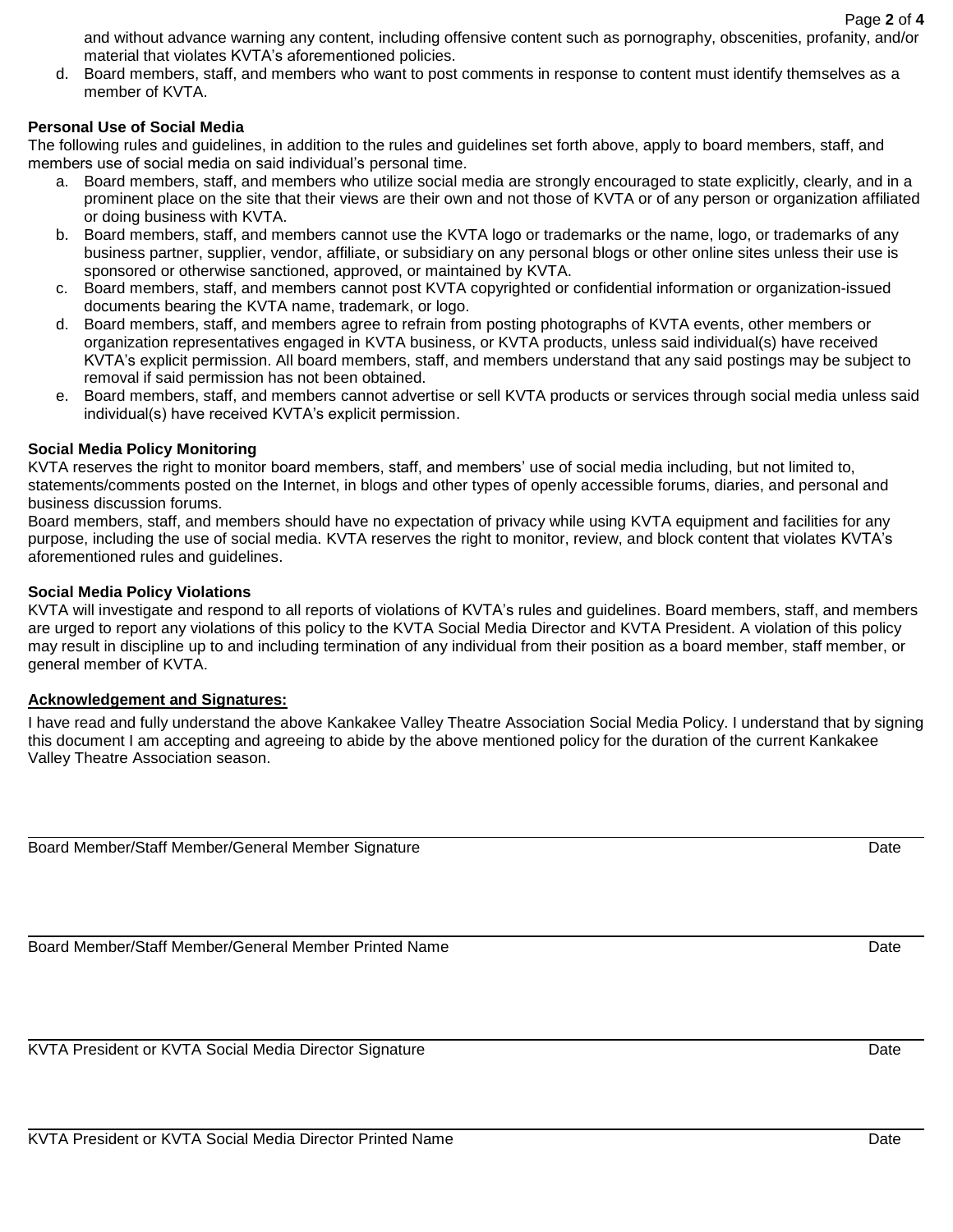and without advance warning any content, including offensive content such as pornography, obscenities, profanity, and/or material that violates KVTA's aforementioned policies.

d. Board members, staff, and members who want to post comments in response to content must identify themselves as a member of KVTA.

**Personal Use of Social Media**

The following rules and guidelines, in addition to the rules and guidelines set forth above, apply to board members, staff, and members use of social media on said individual's personal time.

a. Board members, staff, and members who utilize social media are strongly encouraged to state explicitly, clearly, and in a prominent place on the site that their views are their own and not those of KVTA or of any person or organization affiliated or doing business with KVTA.
b. Board members, staff, and members cannot use the KVTA logo or trademarks or the name, logo, or trademarks of any business partner, supplier, vendor, affiliate, or subsidiary on any personal blogs or other online sites unless their use is sponsored or otherwise sanctioned, approved, or maintained by KVTA.
c. Board members, staff, and members cannot post KVTA copyrighted or confidential information or organization-issued documents bearing the KVTA name, trademark, or logo.
d. Board members, staff, and members agree to refrain from posting photographs of KVTA events, other members or organization representatives engaged in KVTA business, or KVTA products, unless said individual(s) have received KVTA's explicit permission. All board members, staff, and members understand that any said postings may be subject to removal if said permission has not been obtained.
e. Board members, staff, and members cannot advertise or sell KVTA products or services through social media unless said individual(s) have received KVTA's explicit permission.

**Social Media Policy Monitoring**

KVTA reserves the right to monitor board members, staff, and members' use of social media including, but not limited to, statements/comments posted on the Internet, in blogs and other types of openly accessible forums, diaries, and personal and business discussion forums.

Board members, staff, and members should have no expectation of privacy while using KVTA equipment and facilities for any purpose, including the use of social media. KVTA reserves the right to monitor, review, and block content that violates KVTA's aforementioned rules and guidelines.

**Social Media Policy Violations**

KVTA will investigate and respond to all reports of violations of KVTA's rules and guidelines. Board members, staff, and members are urged to report any violations of this policy to the KVTA Social Media Director and KVTA President. A violation of this policy may result in discipline up to and including termination of any individual from their position as a board member, staff member, or general member of KVTA.

**Acknowledgement and Signatures:**

I have read and fully understand the above Kankakee Valley Theatre Association Social Media Policy. I understand that by signing this document I am accepting and agreeing to abide by the above mentioned policy for the duration of the current Kankakee Valley Theatre Association season.

___________________________________________

Board Member/Staff Member/General Member Signature — Date

___________________________________________

Board Member/Staff Member/General Member Printed Name — Date

___________________________________________

KVTA President or KVTA Social Media Director Signature — Date

___________________________________________

KVTA President or KVTA Social Media Director Printed Name — Date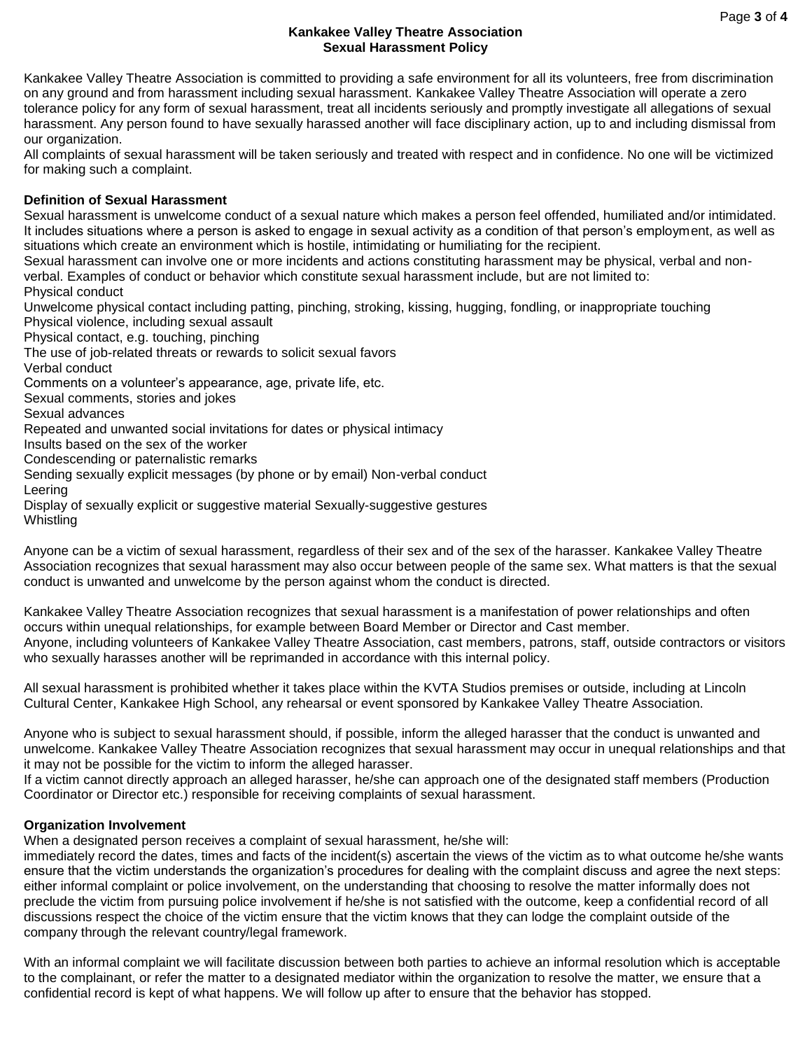## Kankakee Valley Theatre Association
## Sexual Harassment Policy

Kankakee Valley Theatre Association is committed to providing a safe environment for all its volunteers, free from discrimination on any ground and from harassment including sexual harassment. Kankakee Valley Theatre Association will operate a zero tolerance policy for any form of sexual harassment, treat all incidents seriously and promptly investigate all allegations of sexual harassment. Any person found to have sexually harassed another will face disciplinary action, up to and including dismissal from our organization.

All complaints of sexual harassment will be taken seriously and treated with respect and in confidence. No one will be victimized for making such a complaint.

**Definition of Sexual Harassment**

Sexual harassment is unwelcome conduct of a sexual nature which makes a person feel offended, humiliated and/or intimidated. It includes situations where a person is asked to engage in sexual activity as a condition of that person's employment, as well as situations which create an environment which is hostile, intimidating or humiliating for the recipient.

Sexual harassment can involve one or more incidents and actions constituting harassment may be physical, verbal and non-verbal. Examples of conduct or behavior which constitute sexual harassment include, but are not limited to:

Physical conduct

Unwelcome physical contact including patting, pinching, stroking, kissing, hugging, fondling, or inappropriate touching

Physical violence, including sexual assault

Physical contact, e.g. touching, pinching

The use of job-related threats or rewards to solicit sexual favors

Verbal conduct

Comments on a volunteer's appearance, age, private life, etc.

Sexual comments, stories and jokes

Sexual advances

Repeated and unwanted social invitations for dates or physical intimacy

Insults based on the sex of the worker

Condescending or paternalistic remarks

Sending sexually explicit messages (by phone or by email) Non-verbal conduct

Leering

Display of sexually explicit or suggestive material Sexually-suggestive gestures

Whistling

Anyone can be a victim of sexual harassment, regardless of their sex and of the sex of the harasser. Kankakee Valley Theatre Association recognizes that sexual harassment may also occur between people of the same sex. What matters is that the sexual conduct is unwanted and unwelcome by the person against whom the conduct is directed.

Kankakee Valley Theatre Association recognizes that sexual harassment is a manifestation of power relationships and often occurs within unequal relationships, for example between Board Member or Director and Cast member.

Anyone, including volunteers of Kankakee Valley Theatre Association, cast members, patrons, staff, outside contractors or visitors who sexually harasses another will be reprimanded in accordance with this internal policy.

All sexual harassment is prohibited whether it takes place within the KVTA Studios premises or outside, including at Lincoln Cultural Center, Kankakee High School, any rehearsal or event sponsored by Kankakee Valley Theatre Association.

Anyone who is subject to sexual harassment should, if possible, inform the alleged harasser that the conduct is unwanted and unwelcome. Kankakee Valley Theatre Association recognizes that sexual harassment may occur in unequal relationships and that it may not be possible for the victim to inform the alleged harasser.

If a victim cannot directly approach an alleged harasser, he/she can approach one of the designated staff members (Production Coordinator or Director etc.) responsible for receiving complaints of sexual harassment.

**Organization Involvement**

When a designated person receives a complaint of sexual harassment, he/she will:

immediately record the dates, times and facts of the incident(s) ascertain the views of the victim as to what outcome he/she wants ensure that the victim understands the organization's procedures for dealing with the complaint discuss and agree the next steps: either informal complaint or police involvement, on the understanding that choosing to resolve the matter informally does not preclude the victim from pursuing police involvement if he/she is not satisfied with the outcome, keep a confidential record of all discussions respect the choice of the victim ensure that the victim knows that they can lodge the complaint outside of the company through the relevant country/legal framework.

With an informal complaint we will facilitate discussion between both parties to achieve an informal resolution which is acceptable to the complainant, or refer the matter to a designated mediator within the organization to resolve the matter, we ensure that a confidential record is kept of what happens. We will follow up after to ensure that the behavior has stopped.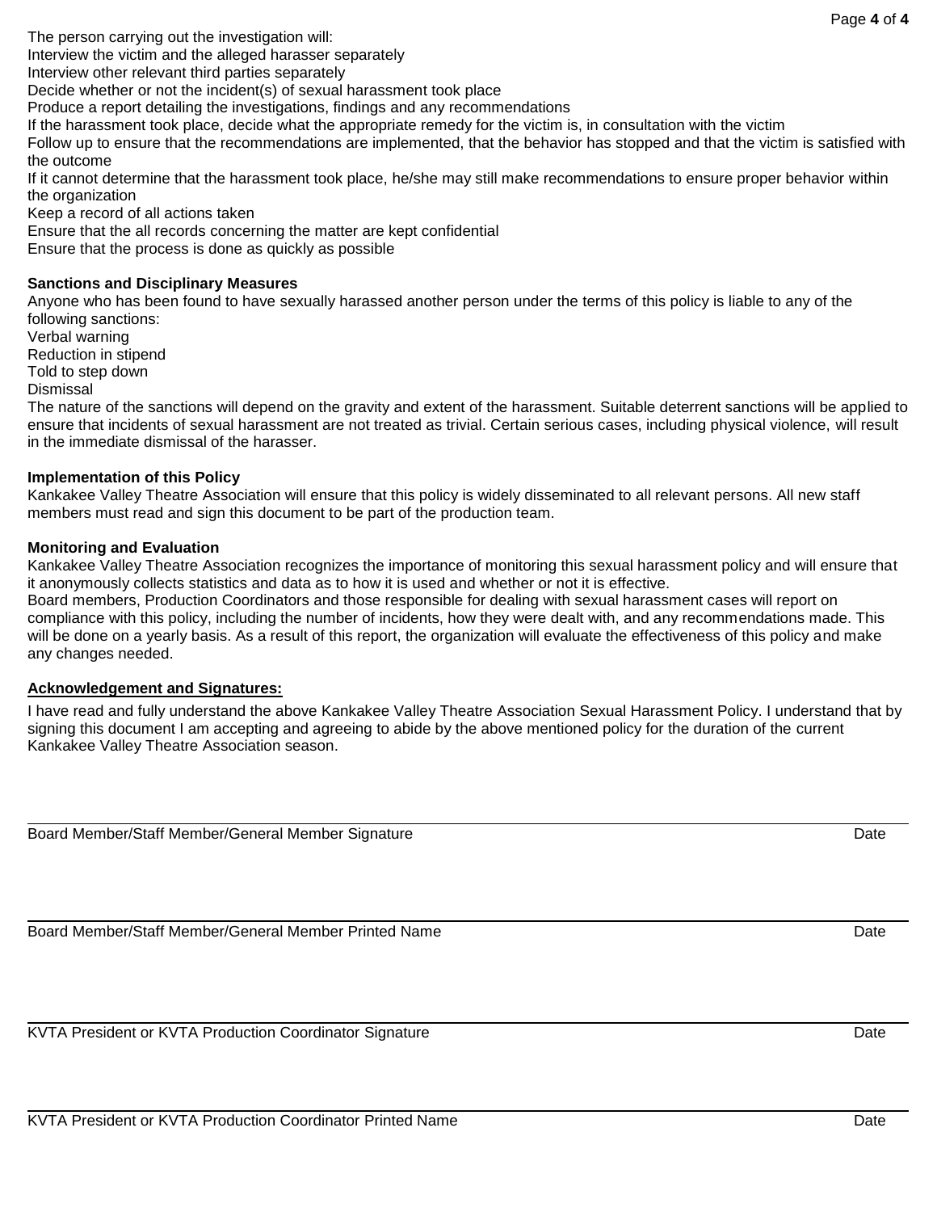The person carrying out the investigation will:

- Interview the victim and the alleged harasser separately
- Interview other relevant third parties separately
- Decide whether or not the incident(s) of sexual harassment took place
- Produce a report detailing the investigations, findings and any recommendations
- If the harassment took place, decide what the appropriate remedy for the victim is, in consultation with the victim
- Follow up to ensure that the recommendations are implemented, that the behavior has stopped and that the victim is satisfied with the outcome
- If it cannot determine that the harassment took place, he/she may still make recommendations to ensure proper behavior within the organization
- Keep a record of all actions taken
- Ensure that the all records concerning the matter are kept confidential
- Ensure that the process is done as quickly as possible

**Sanctions and Disciplinary Measures**

Anyone who has been found to have sexually harassed another person under the terms of this policy is liable to any of the following sanctions:

- Verbal warning
- Reduction in stipend
- Told to step down
- Dismissal

The nature of the sanctions will depend on the gravity and extent of the harassment. Suitable deterrent sanctions will be applied to ensure that incidents of sexual harassment are not treated as trivial. Certain serious cases, including physical violence, will result in the immediate dismissal of the harasser.

**Implementation of this Policy**

Kankakee Valley Theatre Association will ensure that this policy is widely disseminated to all relevant persons. All new staff members must read and sign this document to be part of the production team.

**Monitoring and Evaluation**

Kankakee Valley Theatre Association recognizes the importance of monitoring this sexual harassment policy and will ensure that it anonymously collects statistics and data as to how it is used and whether or not it is effective.

Board members, Production Coordinators and those responsible for dealing with sexual harassment cases will report on compliance with this policy, including the number of incidents, how they were dealt with, and any recommendations made. This will be done on a yearly basis. As a result of this report, the organization will evaluate the effectiveness of this policy and make any changes needed.

**Acknowledgement and Signatures:**

I have read and fully understand the above Kankakee Valley Theatre Association Sexual Harassment Policy. I understand that by signing this document I am accepting and agreeing to abide by the above mentioned policy for the duration of the current Kankakee Valley Theatre Association season.

\_\_\_\_\_\_\_\_\_\_\_\_\_\_\_\_\_\_\_\_\_\_\_\_\_\_\_\_\_\_\_\_\_\_\_\_\_\_\_\_\_\_\_\_\_\_\_\_\_\_\_\_\_\_\_\_\_\_\_\_

Board Member/Staff Member/General Member Signature — Date

\_\_\_\_\_\_\_\_\_\_\_\_\_\_\_\_\_\_\_\_\_\_\_\_\_\_\_\_\_\_\_\_\_\_\_\_\_\_\_\_\_\_\_\_\_\_\_\_\_\_\_\_\_\_\_\_\_\_\_\_

Board Member/Staff Member/General Member Printed Name — Date

\_\_\_\_\_\_\_\_\_\_\_\_\_\_\_\_\_\_\_\_\_\_\_\_\_\_\_\_\_\_\_\_\_\_\_\_\_\_\_\_\_\_\_\_\_\_\_\_\_\_\_\_\_\_\_\_\_\_\_\_

KVTA President or KVTA Production Coordinator Signature — Date

\_\_\_\_\_\_\_\_\_\_\_\_\_\_\_\_\_\_\_\_\_\_\_\_\_\_\_\_\_\_\_\_\_\_\_\_\_\_\_\_\_\_\_\_\_\_\_\_\_\_\_\_\_\_\_\_\_\_\_\_

KVTA President or KVTA Production Coordinator Printed Name — Date